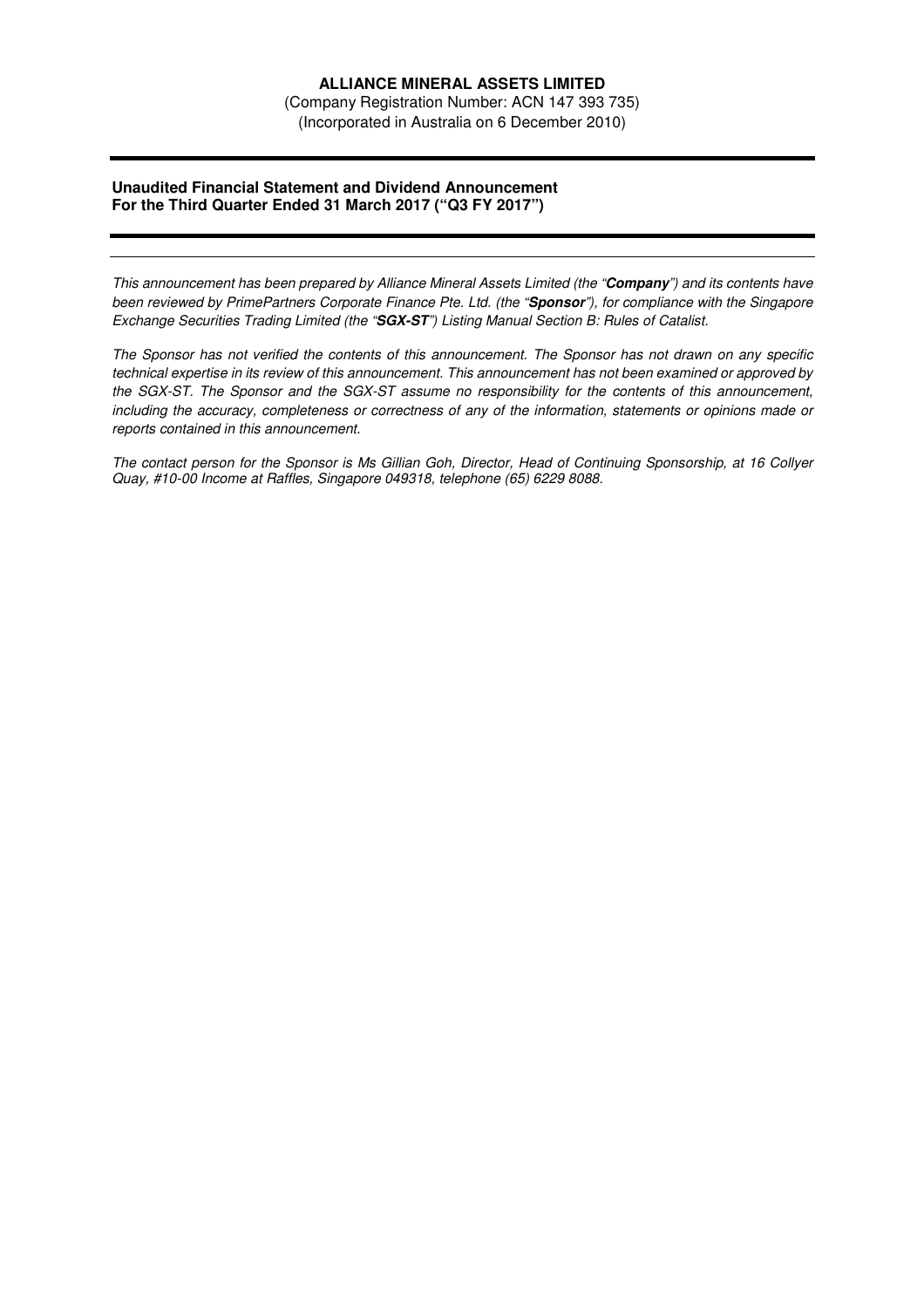**ALLIANCE MINERAL ASSETS LIMITED**

(Company Registration Number: ACN 147 393 735)
(Incorporated in Australia on 6 December 2010)

---

**Unaudited Financial Statement and Dividend Announcement**
**For the Third Quarter Ended 31 March 2017 ("Q3 FY 2017")**

---

*This announcement has been prepared by Alliance Mineral Assets Limited (the "**Company**") and its contents have been reviewed by PrimePartners Corporate Finance Pte. Ltd. (the "**Sponsor**"), for compliance with the Singapore Exchange Securities Trading Limited (the "**SGX-ST**") Listing Manual Section B: Rules of Catalist.*

*The Sponsor has not verified the contents of this announcement. The Sponsor has not drawn on any specific technical expertise in its review of this announcement. This announcement has not been examined or approved by the SGX-ST. The Sponsor and the SGX-ST assume no responsibility for the contents of this announcement, including the accuracy, completeness or correctness of any of the information, statements or opinions made or reports contained in this announcement.*

*The contact person for the Sponsor is Ms Gillian Goh, Director, Head of Continuing Sponsorship, at 16 Collyer Quay, #10-00 Income at Raffles, Singapore 049318, telephone (65) 6229 8088.*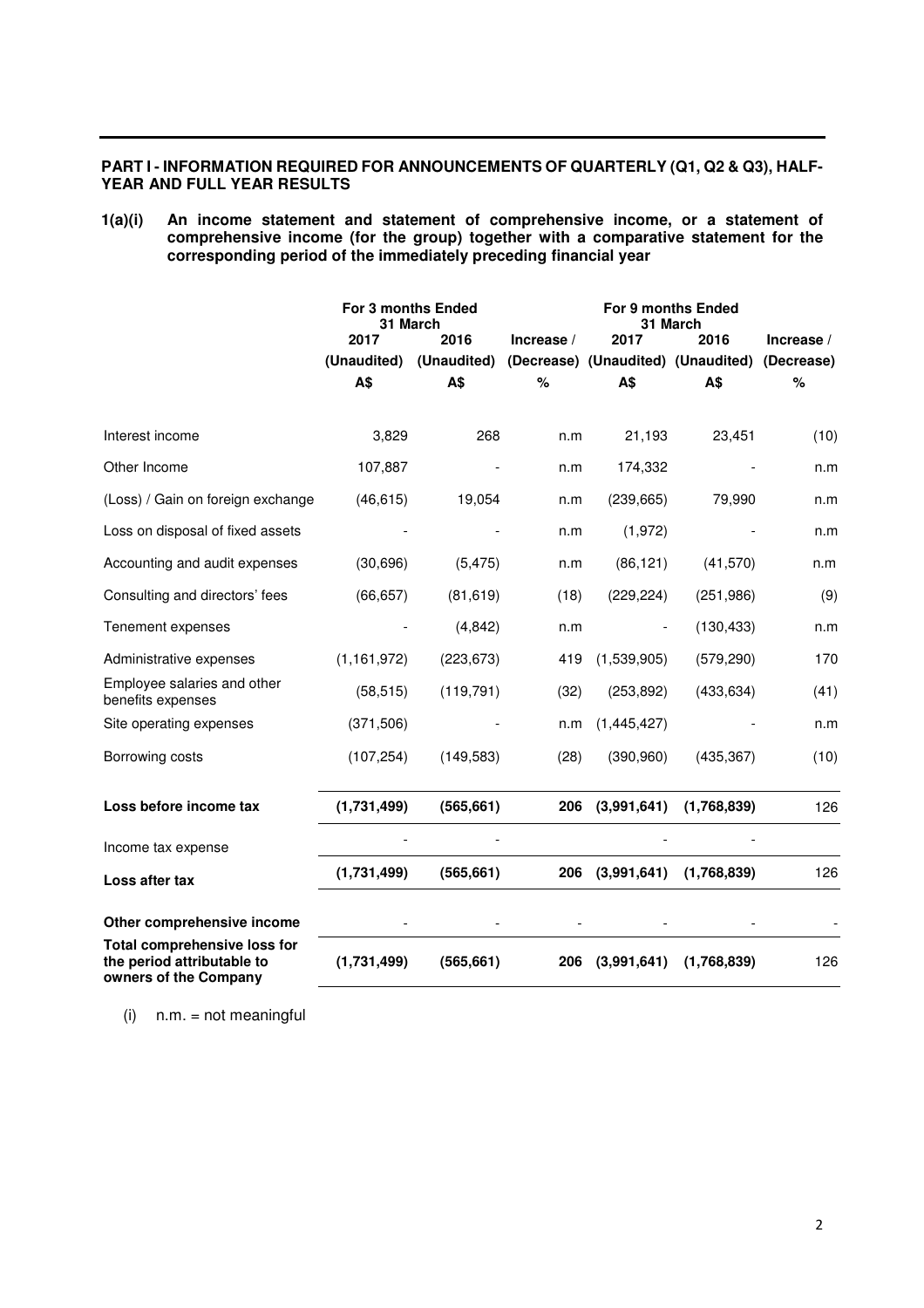**PART I - INFORMATION REQUIRED FOR ANNOUNCEMENTS OF QUARTERLY (Q1, Q2 & Q3), HALF-YEAR AND FULL YEAR RESULTS**

**1(a)(i) An income statement and statement of comprehensive income, or a statement of comprehensive income (for the group) together with a comparative statement for the corresponding period of the immediately preceding financial year**

| | For 3 months Ended 31 March | | | For 9 months Ended 31 March | | |
|---|---|---|---|---|---|---|
| | 2017 | 2016 | Increase / | 2017 | 2016 | Increase / |
| | (Unaudited) | (Unaudited) | (Decrease) | (Unaudited) | (Unaudited) | (Decrease) |
| | A$ | A$ | % | A$ | A$ | % |
| Interest income | 3,829 | 268 | n.m | 21,193 | 23,451 | (10) |
| Other Income | 107,887 | - | n.m | 174,332 | - | n.m |
| (Loss) / Gain on foreign exchange | (46,615) | 19,054 | n.m | (239,665) | 79,990 | n.m |
| Loss on disposal of fixed assets | - | - | n.m | (1,972) | - | n.m |
| Accounting and audit expenses | (30,696) | (5,475) | n.m | (86,121) | (41,570) | n.m |
| Consulting and directors' fees | (66,657) | (81,619) | (18) | (229,224) | (251,986) | (9) |
| Tenement expenses | - | (4,842) | n.m | - | (130,433) | n.m |
| Administrative expenses | (1,161,972) | (223,673) | 419 | (1,539,905) | (579,290) | 170 |
| Employee salaries and other benefits expenses | (58,515) | (119,791) | (32) | (253,892) | (433,634) | (41) |
| Site operating expenses | (371,506) | - | n.m | (1,445,427) | - | n.m |
| Borrowing costs | (107,254) | (149,583) | (28) | (390,960) | (435,367) | (10) |
| **Loss before income tax** | **(1,731,499)** | **(565,661)** | **206** | **(3,991,641)** | **(1,768,839)** | 126 |
| Income tax expense | - | - | | - | - | |
| **Loss after tax** | **(1,731,499)** | **(565,661)** | **206** | **(3,991,641)** | **(1,768,839)** | 126 |
| **Other comprehensive income** | - | - | - | - | - | - |
| **Total comprehensive loss for the period attributable to owners of the Company** | **(1,731,499)** | **(565,661)** | **206** | **(3,991,641)** | **(1,768,839)** | 126 |

(i) n.m. = not meaningful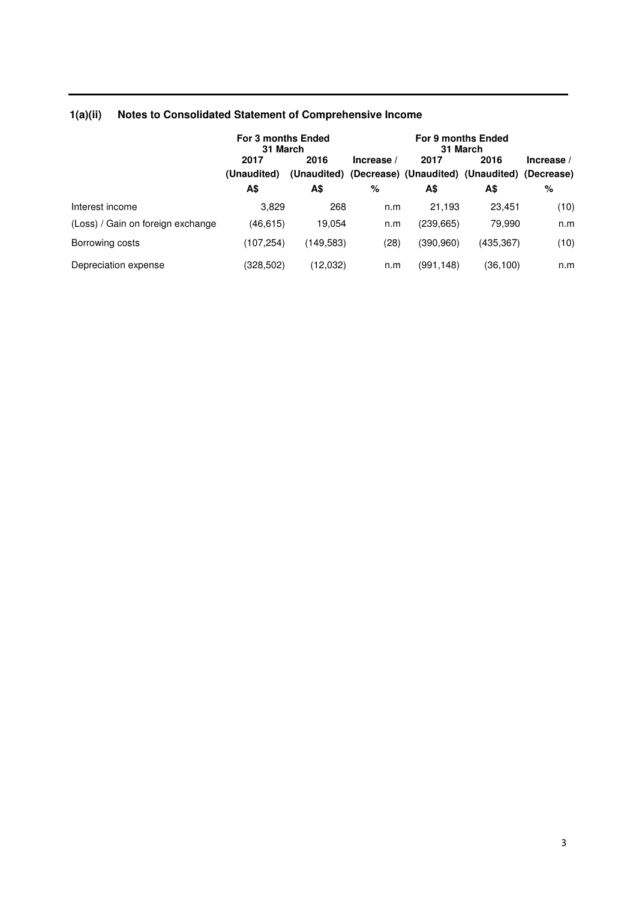### 1(a)(ii) Notes to Consolidated Statement of Comprehensive Income

| | For 3 months Ended 31 March | | | For 9 months Ended 31 March | | |
|---|---|---|---|---|---|---|
| | 2017 | 2016 | Increase / | 2017 | 2016 | Increase / |
| | (Unaudited) | (Unaudited) | (Decrease) | (Unaudited) | (Unaudited) | (Decrease) |
| | A$ | A$ | % | A$ | A$ | % |
| Interest income | 3,829 | 268 | n.m | 21,193 | 23,451 | (10) |
| (Loss) / Gain on foreign exchange | (46,615) | 19,054 | n.m | (239,665) | 79,990 | n.m |
| Borrowing costs | (107,254) | (149,583) | (28) | (390,960) | (435,367) | (10) |
| Depreciation expense | (328,502) | (12,032) | n.m | (991,148) | (36,100) | n.m |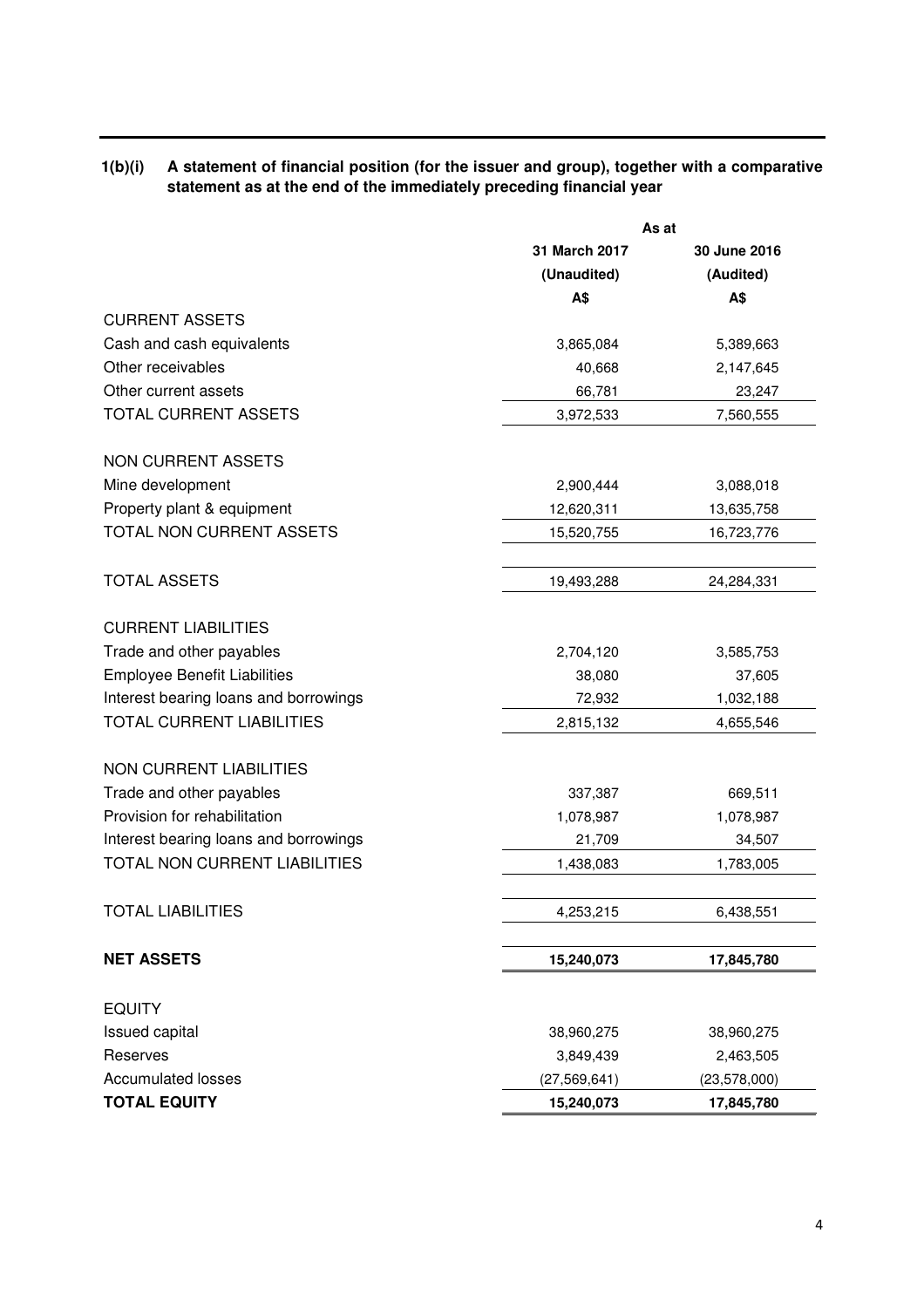**1(b)(i) A statement of financial position (for the issuer and group), together with a comparative statement as at the end of the immediately preceding financial year**

| | As at | |
|---|---|---|
| | **31 March 2017** | **30 June 2016** |
| | **(Unaudited)** | **(Audited)** |
| | **A$** | **A$** |
| CURRENT ASSETS | | |
| Cash and cash equivalents | 3,865,084 | 5,389,663 |
| Other receivables | 40,668 | 2,147,645 |
| Other current assets | 66,781 | 23,247 |
| TOTAL CURRENT ASSETS | 3,972,533 | 7,560,555 |
| | | |
| NON CURRENT ASSETS | | |
| Mine development | 2,900,444 | 3,088,018 |
| Property plant & equipment | 12,620,311 | 13,635,758 |
| TOTAL NON CURRENT ASSETS | 15,520,755 | 16,723,776 |
| | | |
| TOTAL ASSETS | 19,493,288 | 24,284,331 |
| | | |
| CURRENT LIABILITIES | | |
| Trade and other payables | 2,704,120 | 3,585,753 |
| Employee Benefit Liabilities | 38,080 | 37,605 |
| Interest bearing loans and borrowings | 72,932 | 1,032,188 |
| TOTAL CURRENT LIABILITIES | 2,815,132 | 4,655,546 |
| | | |
| NON CURRENT LIABILITIES | | |
| Trade and other payables | 337,387 | 669,511 |
| Provision for rehabilitation | 1,078,987 | 1,078,987 |
| Interest bearing loans and borrowings | 21,709 | 34,507 |
| TOTAL NON CURRENT LIABILITIES | 1,438,083 | 1,783,005 |
| | | |
| TOTAL LIABILITIES | 4,253,215 | 6,438,551 |
| | | |
| **NET ASSETS** | **15,240,073** | **17,845,780** |
| | | |
| EQUITY | | |
| Issued capital | 38,960,275 | 38,960,275 |
| Reserves | 3,849,439 | 2,463,505 |
| Accumulated losses | (27,569,641) | (23,578,000) |
| **TOTAL EQUITY** | **15,240,073** | **17,845,780** |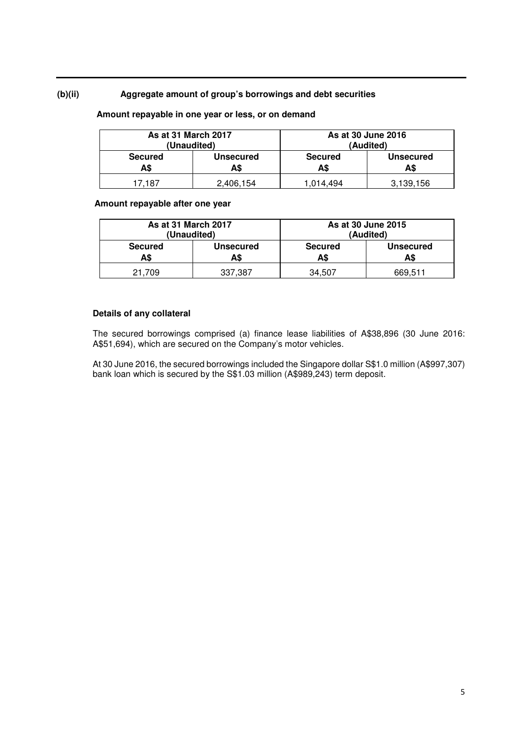## (b)(ii) Aggregate amount of group's borrowings and debt securities

**Amount repayable in one year or less, or on demand**

| As at 31 March 2017 (Unaudited) | | As at 30 June 2016 (Audited) | |
|---|---|---|---|
| **Secured A$** | **Unsecured A$** | **Secured A$** | **Unsecured A$** |
| 17,187 | 2,406,154 | 1,014,494 | 3,139,156 |

**Amount repayable after one year**

| As at 31 March 2017 (Unaudited) | | As at 30 June 2015 (Audited) | |
|---|---|---|---|
| **Secured A$** | **Unsecured A$** | **Secured A$** | **Unsecured A$** |
| 21,709 | 337,387 | 34,507 | 669,511 |

**Details of any collateral**

The secured borrowings comprised (a) finance lease liabilities of A$38,896 (30 June 2016: A$51,694), which are secured on the Company's motor vehicles.

At 30 June 2016, the secured borrowings included the Singapore dollar S$1.0 million (A$997,307) bank loan which is secured by the S$1.03 million (A$989,243) term deposit.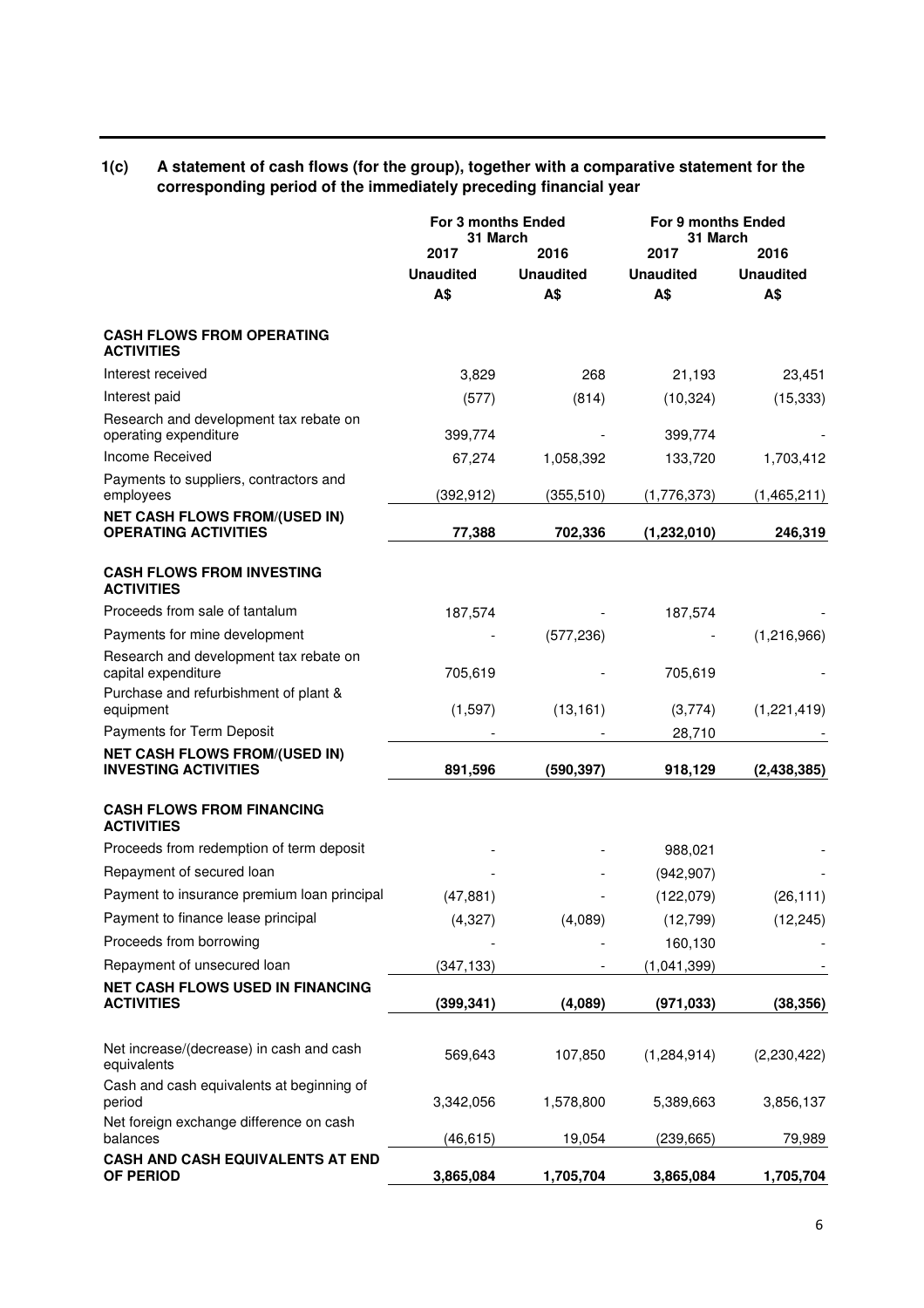**1(c) A statement of cash flows (for the group), together with a comparative statement for the corresponding period of the immediately preceding financial year**

| | For 3 months Ended 31 March | | For 9 months Ended 31 March | |
|---|---|---|---|---|
| | 2017 | 2016 | 2017 | 2016 |
| | Unaudited | Unaudited | Unaudited | Unaudited |
| | A$ | A$ | A$ | A$ |
| **CASH FLOWS FROM OPERATING ACTIVITIES** | | | | |
| Interest received | 3,829 | 268 | 21,193 | 23,451 |
| Interest paid | (577) | (814) | (10,324) | (15,333) |
| Research and development tax rebate on operating expenditure | 399,774 | - | 399,774 | - |
| Income Received | 67,274 | 1,058,392 | 133,720 | 1,703,412 |
| Payments to suppliers, contractors and employees | (392,912) | (355,510) | (1,776,373) | (1,465,211) |
| **NET CASH FLOWS FROM/(USED IN) OPERATING ACTIVITIES** | **77,388** | **702,336** | **(1,232,010)** | **246,319** |
| **CASH FLOWS FROM INVESTING ACTIVITIES** | | | | |
| Proceeds from sale of tantalum | 187,574 | - | 187,574 | - |
| Payments for mine development | - | (577,236) | - | (1,216,966) |
| Research and development tax rebate on capital expenditure | 705,619 | - | 705,619 | - |
| Purchase and refurbishment of plant & equipment | (1,597) | (13,161) | (3,774) | (1,221,419) |
| Payments for Term Deposit | - | - | 28,710 | - |
| **NET CASH FLOWS FROM/(USED IN) INVESTING ACTIVITIES** | **891,596** | **(590,397)** | **918,129** | **(2,438,385)** |
| **CASH FLOWS FROM FINANCING ACTIVITIES** | | | | |
| Proceeds from redemption of term deposit | - | - | 988,021 | - |
| Repayment of secured loan | - | - | (942,907) | - |
| Payment to insurance premium loan principal | (47,881) | - | (122,079) | (26,111) |
| Payment to finance lease principal | (4,327) | (4,089) | (12,799) | (12,245) |
| Proceeds from borrowing | - | - | 160,130 | - |
| Repayment of unsecured loan | (347,133) | - | (1,041,399) | - |
| **NET CASH FLOWS USED IN FINANCING ACTIVITIES** | **(399,341)** | **(4,089)** | **(971,033)** | **(38,356)** |
| Net increase/(decrease) in cash and cash equivalents | 569,643 | 107,850 | (1,284,914) | (2,230,422) |
| Cash and cash equivalents at beginning of period | 3,342,056 | 1,578,800 | 5,389,663 | 3,856,137 |
| Net foreign exchange difference on cash balances | (46,615) | 19,054 | (239,665) | 79,989 |
| **CASH AND CASH EQUIVALENTS AT END OF PERIOD** | **3,865,084** | **1,705,704** | **3,865,084** | **1,705,704** |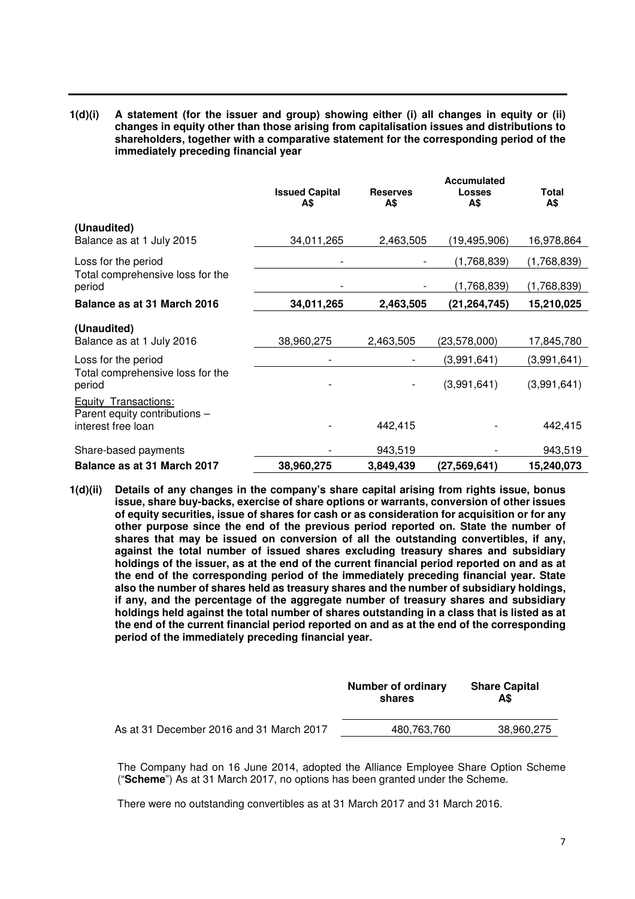**1(d)(i) A statement (for the issuer and group) showing either (i) all changes in equity or (ii) changes in equity other than those arising from capitalisation issues and distributions to shareholders, together with a comparative statement for the corresponding period of the immediately preceding financial year**

| | Issued Capital A$ | Reserves A$ | Accumulated Losses A$ | Total A$ |
|---|---|---|---|---|
| **(Unaudited)** | | | | |
| Balance as at 1 July 2015 | 34,011,265 | 2,463,505 | (19,495,906) | 16,978,864 |
| Loss for the period | - | - | (1,768,839) | (1,768,839) |
| Total comprehensive loss for the period | - | - | (1,768,839) | (1,768,839) |
| **Balance as at 31 March 2016** | **34,011,265** | **2,463,505** | **(21,264,745)** | **15,210,025** |
| **(Unaudited)** | | | | |
| Balance as at 1 July 2016 | 38,960,275 | 2,463,505 | (23,578,000) | 17,845,780 |
| Loss for the period | - | - | (3,991,641) | (3,991,641) |
| Total comprehensive loss for the period | - | - | (3,991,641) | (3,991,641) |
| Equity Transactions: | | | | |
| Parent equity contributions – interest free loan | - | 442,415 | - | 442,415 |
| Share-based payments | - | 943,519 | - | 943,519 |
| **Balance as at 31 March 2017** | **38,960,275** | **3,849,439** | **(27,569,641)** | **15,240,073** |

**1(d)(ii) Details of any changes in the company's share capital arising from rights issue, bonus issue, share buy-backs, exercise of share options or warrants, conversion of other issues of equity securities, issue of shares for cash or as consideration for acquisition or for any other purpose since the end of the previous period reported on. State the number of shares that may be issued on conversion of all the outstanding convertibles, if any, against the total number of issued shares excluding treasury shares and subsidiary holdings of the issuer, as at the end of the current financial period reported on and as at the end of the corresponding period of the immediately preceding financial year. State also the number of shares held as treasury shares and the number of subsidiary holdings, if any, and the percentage of the aggregate number of treasury shares and subsidiary holdings held against the total number of shares outstanding in a class that is listed as at the end of the current financial period reported on and as at the end of the corresponding period of the immediately preceding financial year.**

| | Number of ordinary shares | Share Capital A$ |
|---|---|---|
| As at 31 December 2016 and 31 March 2017 | 480,763,760 | 38,960,275 |

The Company had on 16 June 2014, adopted the Alliance Employee Share Option Scheme ("**Scheme**") As at 31 March 2017, no options has been granted under the Scheme.

There were no outstanding convertibles as at 31 March 2017 and 31 March 2016.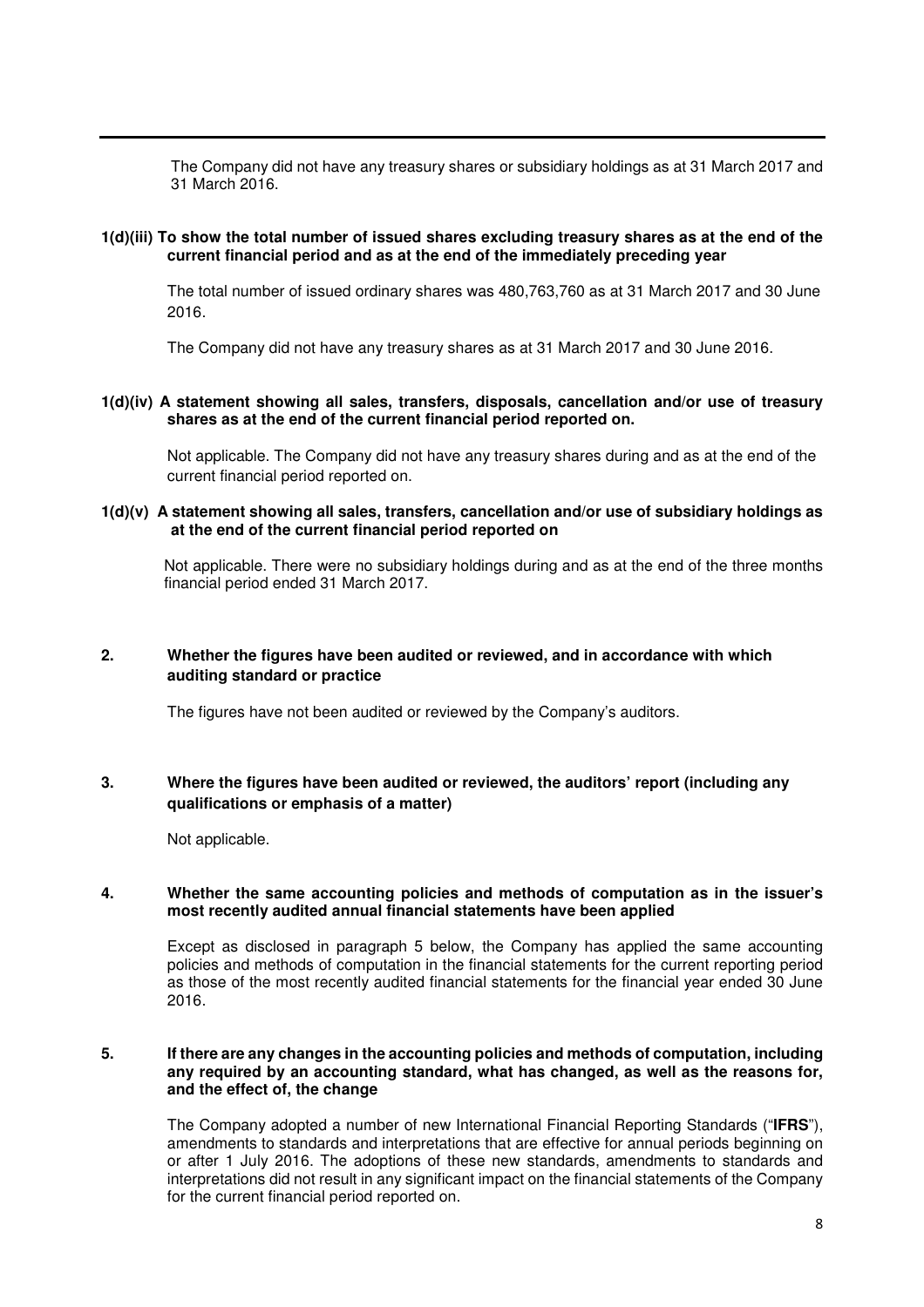The Company did not have any treasury shares or subsidiary holdings as at 31 March 2017 and 31 March 2016.

**1(d)(iii) To show the total number of issued shares excluding treasury shares as at the end of the current financial period and as at the end of the immediately preceding year**

The total number of issued ordinary shares was 480,763,760 as at 31 March 2017 and 30 June 2016.

The Company did not have any treasury shares as at 31 March 2017 and 30 June 2016.

**1(d)(iv) A statement showing all sales, transfers, disposals, cancellation and/or use of treasury shares as at the end of the current financial period reported on.**

Not applicable. The Company did not have any treasury shares during and as at the end of the current financial period reported on.

**1(d)(v) A statement showing all sales, transfers, cancellation and/or use of subsidiary holdings as at the end of the current financial period reported on**

Not applicable. There were no subsidiary holdings during and as at the end of the three months financial period ended 31 March 2017.

**2. Whether the figures have been audited or reviewed, and in accordance with which auditing standard or practice**

The figures have not been audited or reviewed by the Company's auditors.

**3. Where the figures have been audited or reviewed, the auditors' report (including any qualifications or emphasis of a matter)**

Not applicable.

**4. Whether the same accounting policies and methods of computation as in the issuer's most recently audited annual financial statements have been applied**

Except as disclosed in paragraph 5 below, the Company has applied the same accounting policies and methods of computation in the financial statements for the current reporting period as those of the most recently audited financial statements for the financial year ended 30 June 2016.

**5. If there are any changes in the accounting policies and methods of computation, including any required by an accounting standard, what has changed, as well as the reasons for, and the effect of, the change**

The Company adopted a number of new International Financial Reporting Standards ("**IFRS**"), amendments to standards and interpretations that are effective for annual periods beginning on or after 1 July 2016. The adoptions of these new standards, amendments to standards and interpretations did not result in any significant impact on the financial statements of the Company for the current financial period reported on.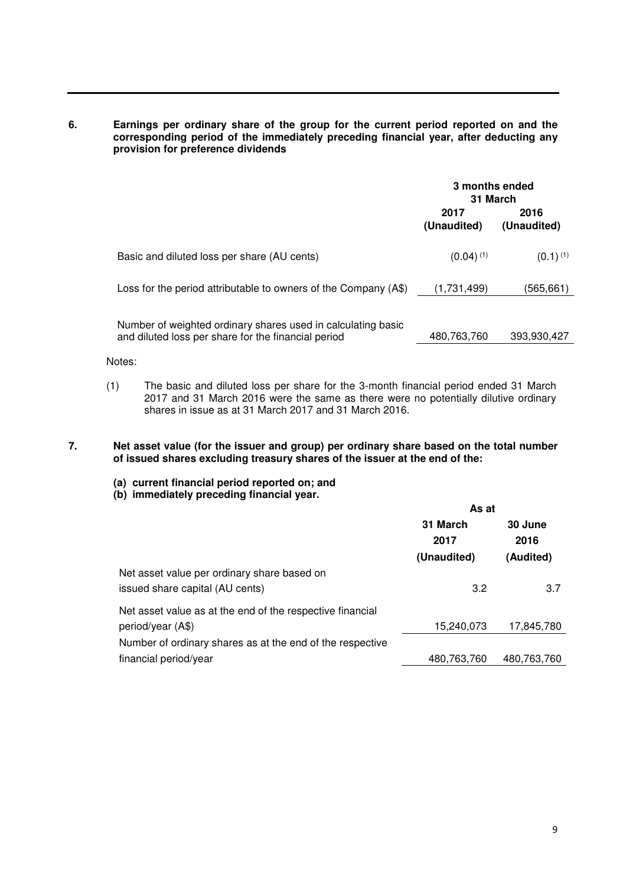**6. Earnings per ordinary share of the group for the current period reported on and the corresponding period of the immediately preceding financial year, after deducting any provision for preference dividends**

| | 3 months ended 31 March | |
|---|---|---|
| | 2017 (Unaudited) | 2016 (Unaudited) |
| Basic and diluted loss per share (AU cents) | (0.04) [(1)] | (0.1) [(1)] |
| Loss for the period attributable to owners of the Company (A$) | (1,731,499) | (565,661) |
| Number of weighted ordinary shares used in calculating basic and diluted loss per share for the financial period | 480,763,760 | 393,930,427 |

Notes:

(1) The basic and diluted loss per share for the 3-month financial period ended 31 March 2017 and 31 March 2016 were the same as there were no potentially dilutive ordinary shares in issue as at 31 March 2017 and 31 March 2016.

**7. Net asset value (for the issuer and group) per ordinary share based on the total number of issued shares excluding treasury shares of the issuer at the end of the:**

**(a) current financial period reported on; and**
**(b) immediately preceding financial year.**

| | As at | |
|---|---|---|
| | 31 March 2017 (Unaudited) | 30 June 2016 (Audited) |
| Net asset value per ordinary share based on issued share capital (AU cents) | 3.2 | 3.7 |
| Net asset value as at the end of the respective financial period/year (A$) | 15,240,073 | 17,845,780 |
| Number of ordinary shares as at the end of the respective financial period/year | 480,763,760 | 480,763,760 |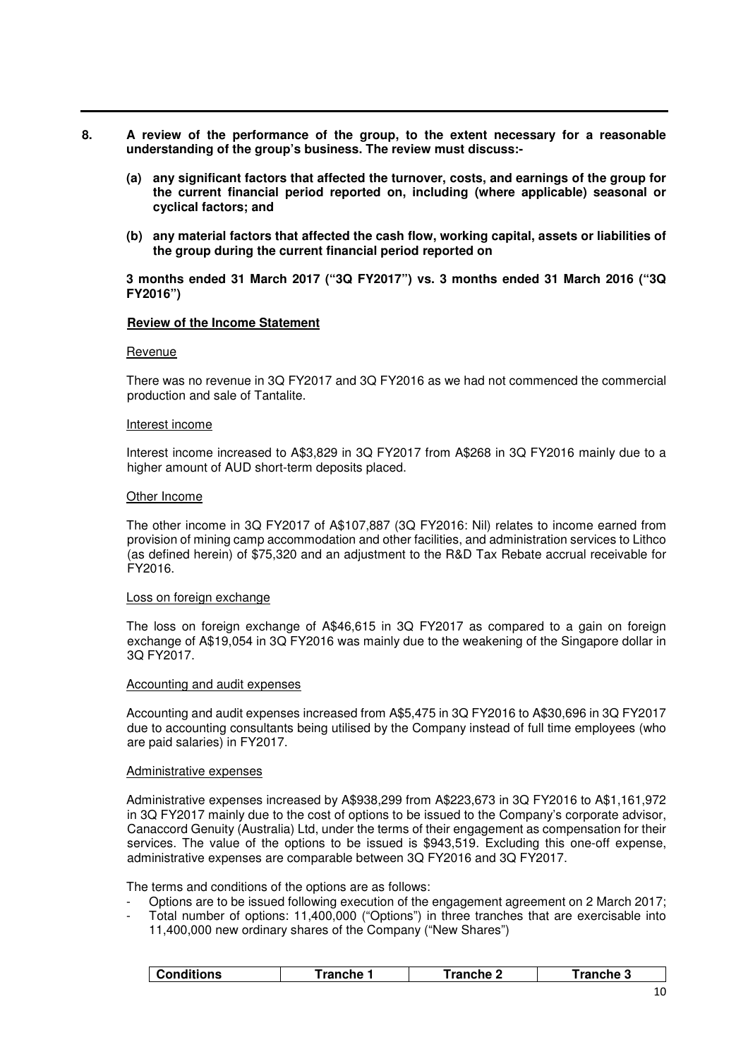**8. A review of the performance of the group, to the extent necessary for a reasonable understanding of the group's business. The review must discuss:-**

**(a) any significant factors that affected the turnover, costs, and earnings of the group for the current financial period reported on, including (where applicable) seasonal or cyclical factors; and**

**(b) any material factors that affected the cash flow, working capital, assets or liabilities of the group during the current financial period reported on**

**3 months ended 31 March 2017 ("3Q FY2017") vs. 3 months ended 31 March 2016 ("3Q FY2016")**

**Review of the Income Statement**

Revenue

There was no revenue in 3Q FY2017 and 3Q FY2016 as we had not commenced the commercial production and sale of Tantalite.

Interest income

Interest income increased to A$3,829 in 3Q FY2017 from A$268 in 3Q FY2016 mainly due to a higher amount of AUD short-term deposits placed.

Other Income

The other income in 3Q FY2017 of A$107,887 (3Q FY2016: Nil) relates to income earned from provision of mining camp accommodation and other facilities, and administration services to Lithco (as defined herein) of $75,320 and an adjustment to the R&D Tax Rebate accrual receivable for FY2016.

Loss on foreign exchange

The loss on foreign exchange of A$46,615 in 3Q FY2017 as compared to a gain on foreign exchange of A$19,054 in 3Q FY2016 was mainly due to the weakening of the Singapore dollar in 3Q FY2017.

Accounting and audit expenses

Accounting and audit expenses increased from A$5,475 in 3Q FY2016 to A$30,696 in 3Q FY2017 due to accounting consultants being utilised by the Company instead of full time employees (who are paid salaries) in FY2017.

Administrative expenses

Administrative expenses increased by A$938,299 from A$223,673 in 3Q FY2016 to A$1,161,972 in 3Q FY2017 mainly due to the cost of options to be issued to the Company's corporate advisor, Canaccord Genuity (Australia) Ltd, under the terms of their engagement as compensation for their services. The value of the options to be issued is $943,519. Excluding this one-off expense, administrative expenses are comparable between 3Q FY2016 and 3Q FY2017.

The terms and conditions of the options are as follows:

- Options are to be issued following execution of the engagement agreement on 2 March 2017;
- Total number of options: 11,400,000 ("Options") in three tranches that are exercisable into 11,400,000 new ordinary shares of the Company ("New Shares")

| Conditions | Tranche 1 | Tranche 2 | Tranche 3 |
|---|---|---|---|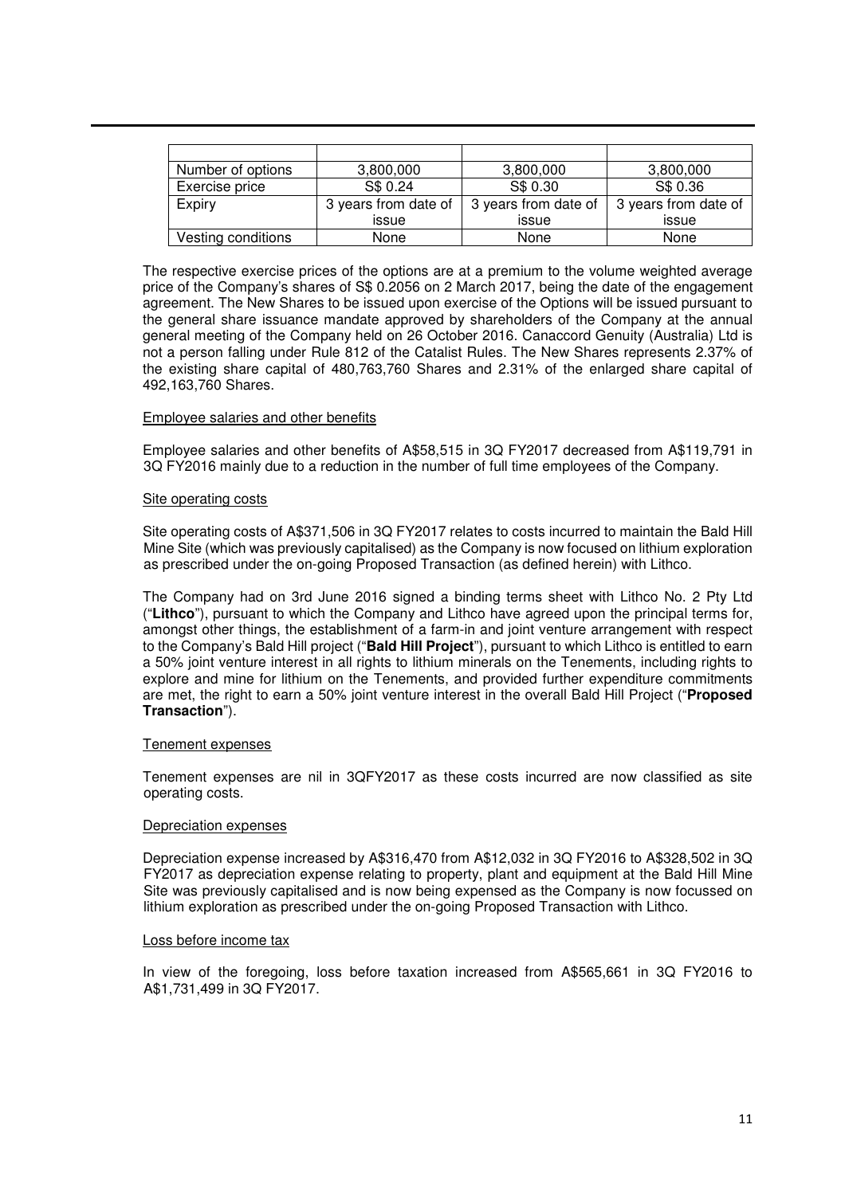| | | | |
|---|---|---|---|
| Number of options | 3,800,000 | 3,800,000 | 3,800,000 |
| Exercise price | S$ 0.24 | S$ 0.30 | S$ 0.36 |
| Expiry | 3 years from date of issue | 3 years from date of issue | 3 years from date of issue |
| Vesting conditions | None | None | None |

The respective exercise prices of the options are at a premium to the volume weighted average price of the Company's shares of S$ 0.2056 on 2 March 2017, being the date of the engagement agreement. The New Shares to be issued upon exercise of the Options will be issued pursuant to the general share issuance mandate approved by shareholders of the Company at the annual general meeting of the Company held on 26 October 2016. Canaccord Genuity (Australia) Ltd is not a person falling under Rule 812 of the Catalist Rules. The New Shares represents 2.37% of the existing share capital of 480,763,760 Shares and 2.31% of the enlarged share capital of 492,163,760 Shares.

Employee salaries and other benefits

Employee salaries and other benefits of A$58,515 in 3Q FY2017 decreased from A$119,791 in 3Q FY2016 mainly due to a reduction in the number of full time employees of the Company.

Site operating costs

Site operating costs of A$371,506 in 3Q FY2017 relates to costs incurred to maintain the Bald Hill Mine Site (which was previously capitalised) as the Company is now focused on lithium exploration as prescribed under the on-going Proposed Transaction (as defined herein) with Lithco.

The Company had on 3rd June 2016 signed a binding terms sheet with Lithco No. 2 Pty Ltd ("**Lithco**"), pursuant to which the Company and Lithco have agreed upon the principal terms for, amongst other things, the establishment of a farm-in and joint venture arrangement with respect to the Company's Bald Hill project ("**Bald Hill Project**"), pursuant to which Lithco is entitled to earn a 50% joint venture interest in all rights to lithium minerals on the Tenements, including rights to explore and mine for lithium on the Tenements, and provided further expenditure commitments are met, the right to earn a 50% joint venture interest in the overall Bald Hill Project ("**Proposed Transaction**").

Tenement expenses

Tenement expenses are nil in 3QFY2017 as these costs incurred are now classified as site operating costs.

Depreciation expenses

Depreciation expense increased by A$316,470 from A$12,032 in 3Q FY2016 to A$328,502 in 3Q FY2017 as depreciation expense relating to property, plant and equipment at the Bald Hill Mine Site was previously capitalised and is now being expensed as the Company is now focussed on lithium exploration as prescribed under the on-going Proposed Transaction with Lithco.

Loss before income tax

In view of the foregoing, loss before taxation increased from A$565,661 in 3Q FY2016 to A$1,731,499 in 3Q FY2017.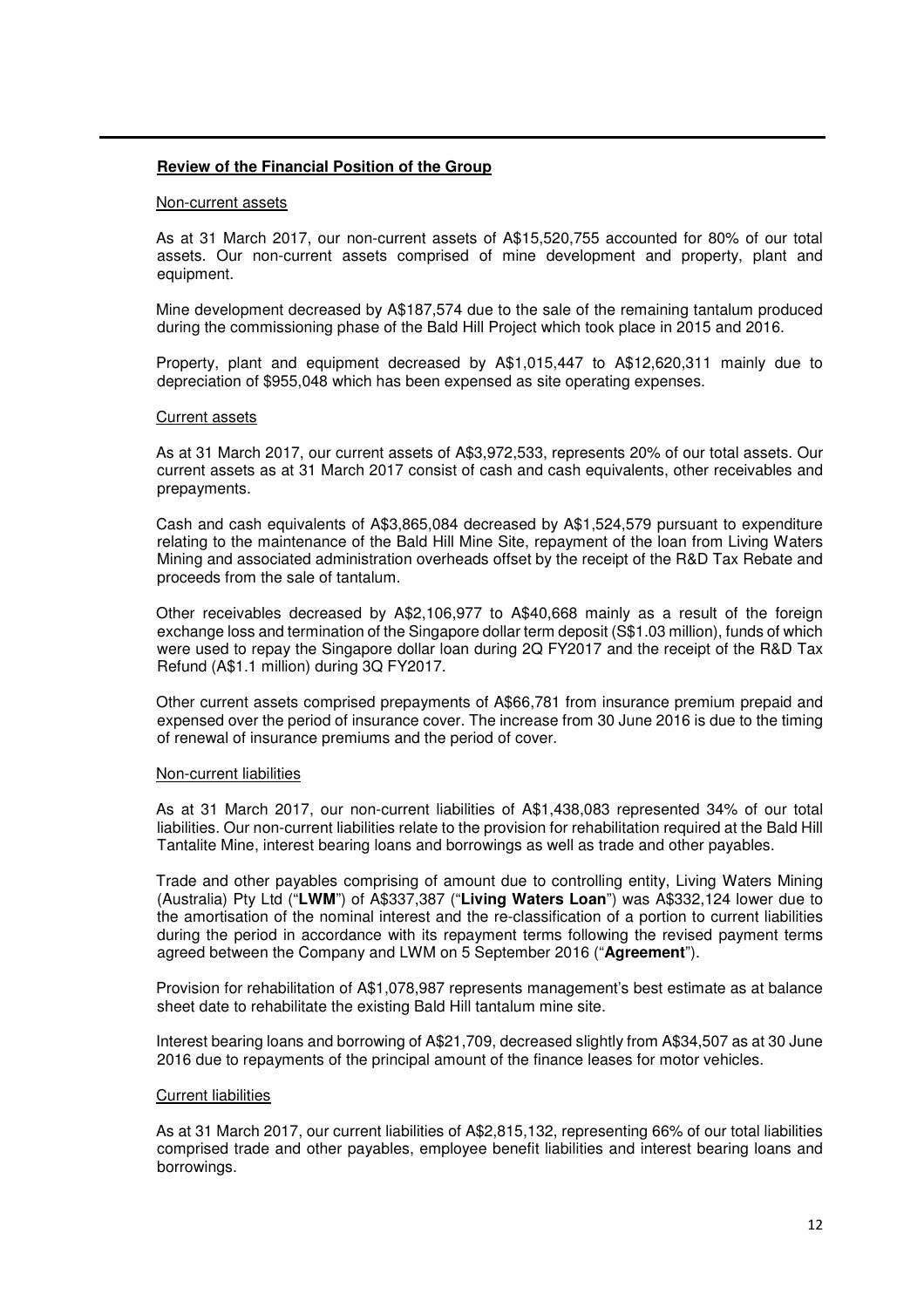**Review of the Financial Position of the Group**

Non-current assets

As at 31 March 2017, our non-current assets of A$15,520,755 accounted for 80% of our total assets. Our non-current assets comprised of mine development and property, plant and equipment.

Mine development decreased by A$187,574 due to the sale of the remaining tantalum produced during the commissioning phase of the Bald Hill Project which took place in 2015 and 2016.

Property, plant and equipment decreased by A$1,015,447 to A$12,620,311 mainly due to depreciation of $955,048 which has been expensed as site operating expenses.

Current assets

As at 31 March 2017, our current assets of A$3,972,533, represents 20% of our total assets. Our current assets as at 31 March 2017 consist of cash and cash equivalents, other receivables and prepayments.

Cash and cash equivalents of A$3,865,084 decreased by A$1,524,579 pursuant to expenditure relating to the maintenance of the Bald Hill Mine Site, repayment of the loan from Living Waters Mining and associated administration overheads offset by the receipt of the R&D Tax Rebate and proceeds from the sale of tantalum.

Other receivables decreased by A$2,106,977 to A$40,668 mainly as a result of the foreign exchange loss and termination of the Singapore dollar term deposit (S$1.03 million), funds of which were used to repay the Singapore dollar loan during 2Q FY2017 and the receipt of the R&D Tax Refund (A$1.1 million) during 3Q FY2017.

Other current assets comprised prepayments of A$66,781 from insurance premium prepaid and expensed over the period of insurance cover. The increase from 30 June 2016 is due to the timing of renewal of insurance premiums and the period of cover.

Non-current liabilities

As at 31 March 2017, our non-current liabilities of A$1,438,083 represented 34% of our total liabilities. Our non-current liabilities relate to the provision for rehabilitation required at the Bald Hill Tantalite Mine, interest bearing loans and borrowings as well as trade and other payables.

Trade and other payables comprising of amount due to controlling entity, Living Waters Mining (Australia) Pty Ltd ("**LWM**") of A$337,387 ("**Living Waters Loan**") was A$332,124 lower due to the amortisation of the nominal interest and the re-classification of a portion to current liabilities during the period in accordance with its repayment terms following the revised payment terms agreed between the Company and LWM on 5 September 2016 ("**Agreement**").

Provision for rehabilitation of A$1,078,987 represents management's best estimate as at balance sheet date to rehabilitate the existing Bald Hill tantalum mine site.

Interest bearing loans and borrowing of A$21,709, decreased slightly from A$34,507 as at 30 June 2016 due to repayments of the principal amount of the finance leases for motor vehicles.

Current liabilities

As at 31 March 2017, our current liabilities of A$2,815,132, representing 66% of our total liabilities comprised trade and other payables, employee benefit liabilities and interest bearing loans and borrowings.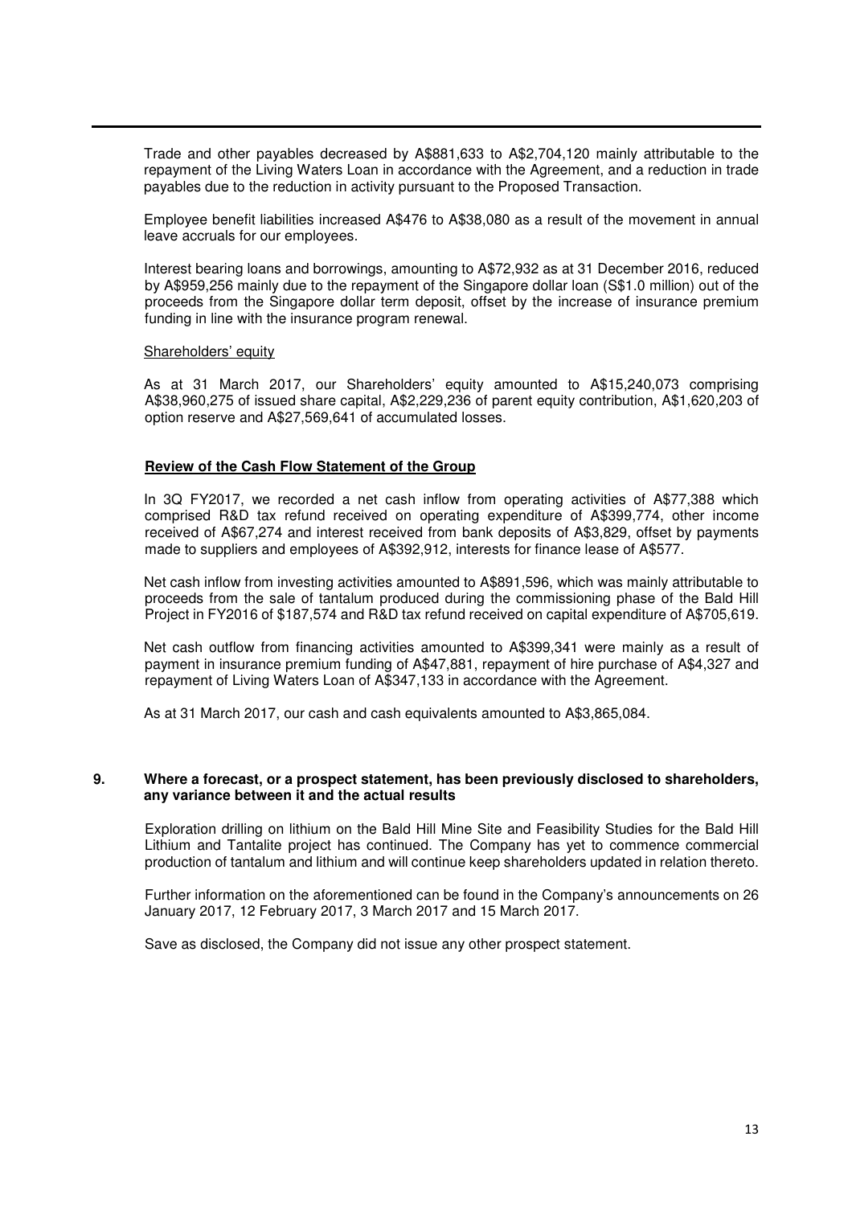Trade and other payables decreased by A$881,633 to A$2,704,120 mainly attributable to the repayment of the Living Waters Loan in accordance with the Agreement, and a reduction in trade payables due to the reduction in activity pursuant to the Proposed Transaction.

Employee benefit liabilities increased A$476 to A$38,080 as a result of the movement in annual leave accruals for our employees.

Interest bearing loans and borrowings, amounting to A$72,932 as at 31 December 2016, reduced by A$959,256 mainly due to the repayment of the Singapore dollar loan (S$1.0 million) out of the proceeds from the Singapore dollar term deposit, offset by the increase of insurance premium funding in line with the insurance program renewal.

Shareholders' equity

As at 31 March 2017, our Shareholders' equity amounted to A$15,240,073 comprising A$38,960,275 of issued share capital, A$2,229,236 of parent equity contribution, A$1,620,203 of option reserve and A$27,569,641 of accumulated losses.

**Review of the Cash Flow Statement of the Group**

In 3Q FY2017, we recorded a net cash inflow from operating activities of A$77,388 which comprised R&D tax refund received on operating expenditure of A$399,774, other income received of A$67,274 and interest received from bank deposits of A$3,829, offset by payments made to suppliers and employees of A$392,912, interests for finance lease of A$577.

Net cash inflow from investing activities amounted to A$891,596, which was mainly attributable to proceeds from the sale of tantalum produced during the commissioning phase of the Bald Hill Project in FY2016 of $187,574 and R&D tax refund received on capital expenditure of A$705,619.

Net cash outflow from financing activities amounted to A$399,341 were mainly as a result of payment in insurance premium funding of A$47,881, repayment of hire purchase of A$4,327 and repayment of Living Waters Loan of A$347,133 in accordance with the Agreement.

As at 31 March 2017, our cash and cash equivalents amounted to A$3,865,084.

**9. Where a forecast, or a prospect statement, has been previously disclosed to shareholders, any variance between it and the actual results**

Exploration drilling on lithium on the Bald Hill Mine Site and Feasibility Studies for the Bald Hill Lithium and Tantalite project has continued. The Company has yet to commence commercial production of tantalum and lithium and will continue keep shareholders updated in relation thereto.

Further information on the aforementioned can be found in the Company's announcements on 26 January 2017, 12 February 2017, 3 March 2017 and 15 March 2017.

Save as disclosed, the Company did not issue any other prospect statement.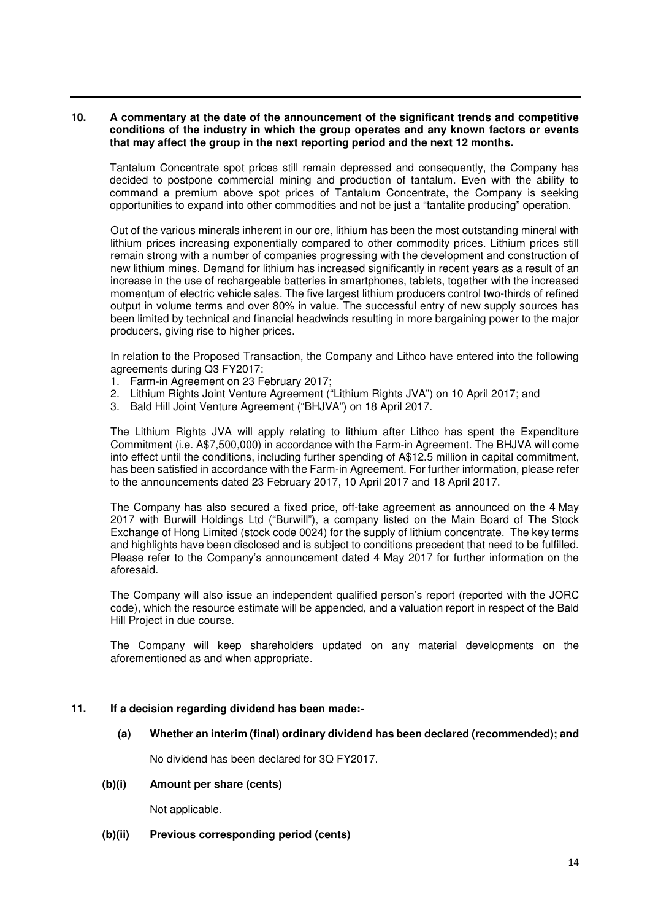**10. A commentary at the date of the announcement of the significant trends and competitive conditions of the industry in which the group operates and any known factors or events that may affect the group in the next reporting period and the next 12 months.**

Tantalum Concentrate spot prices still remain depressed and consequently, the Company has decided to postpone commercial mining and production of tantalum. Even with the ability to command a premium above spot prices of Tantalum Concentrate, the Company is seeking opportunities to expand into other commodities and not be just a "tantalite producing" operation.

Out of the various minerals inherent in our ore, lithium has been the most outstanding mineral with lithium prices increasing exponentially compared to other commodity prices. Lithium prices still remain strong with a number of companies progressing with the development and construction of new lithium mines. Demand for lithium has increased significantly in recent years as a result of an increase in the use of rechargeable batteries in smartphones, tablets, together with the increased momentum of electric vehicle sales. The five largest lithium producers control two-thirds of refined output in volume terms and over 80% in value. The successful entry of new supply sources has been limited by technical and financial headwinds resulting in more bargaining power to the major producers, giving rise to higher prices.

In relation to the Proposed Transaction, the Company and Lithco have entered into the following agreements during Q3 FY2017:

1. Farm-in Agreement on 23 February 2017;
2. Lithium Rights Joint Venture Agreement ("Lithium Rights JVA") on 10 April 2017; and
3. Bald Hill Joint Venture Agreement ("BHJVA") on 18 April 2017.

The Lithium Rights JVA will apply relating to lithium after Lithco has spent the Expenditure Commitment (i.e. A$7,500,000) in accordance with the Farm-in Agreement. The BHJVA will come into effect until the conditions, including further spending of A$12.5 million in capital commitment, has been satisfied in accordance with the Farm-in Agreement. For further information, please refer to the announcements dated 23 February 2017, 10 April 2017 and 18 April 2017.

The Company has also secured a fixed price, off-take agreement as announced on the 4 May 2017 with Burwill Holdings Ltd ("Burwill"), a company listed on the Main Board of The Stock Exchange of Hong Limited (stock code 0024) for the supply of lithium concentrate. The key terms and highlights have been disclosed and is subject to conditions precedent that need to be fulfilled. Please refer to the Company's announcement dated 4 May 2017 for further information on the aforesaid.

The Company will also issue an independent qualified person's report (reported with the JORC code), which the resource estimate will be appended, and a valuation report in respect of the Bald Hill Project in due course.

The Company will keep shareholders updated on any material developments on the aforementioned as and when appropriate.

**11. If a decision regarding dividend has been made:-**

**(a) Whether an interim (final) ordinary dividend has been declared (recommended); and**

No dividend has been declared for 3Q FY2017.

**(b)(i) Amount per share (cents)**

Not applicable.

**(b)(ii) Previous corresponding period (cents)**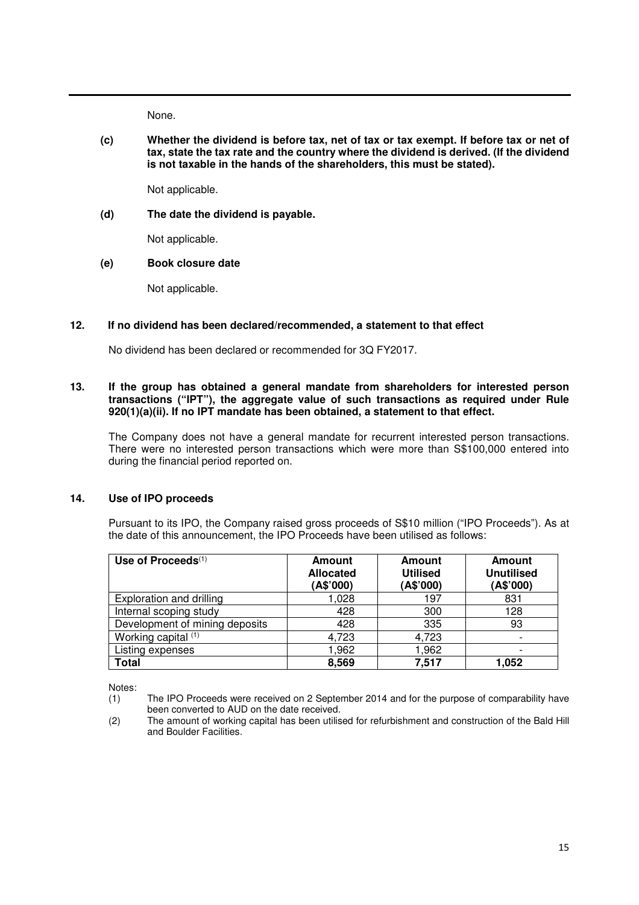None.

**(c) Whether the dividend is before tax, net of tax or tax exempt. If before tax or net of tax, state the tax rate and the country where the dividend is derived. (If the dividend is not taxable in the hands of the shareholders, this must be stated).**

Not applicable.

**(d) The date the dividend is payable.**

Not applicable.

**(e) Book closure date**

Not applicable.

**12. If no dividend has been declared/recommended, a statement to that effect**

No dividend has been declared or recommended for 3Q FY2017.

**13. If the group has obtained a general mandate from shareholders for interested person transactions ("IPT"), the aggregate value of such transactions as required under Rule 920(1)(a)(ii). If no IPT mandate has been obtained, a statement to that effect.**

The Company does not have a general mandate for recurrent interested person transactions. There were no interested person transactions which were more than S$100,000 entered into during the financial period reported on.

**14. Use of IPO proceeds**

Pursuant to its IPO, the Company raised gross proceeds of S$10 million ("IPO Proceeds"). As at the date of this announcement, the IPO Proceeds have been utilised as follows:

| Use of Proceeds[1] | Amount Allocated (A$'000) | Amount Utilised (A$'000) | Amount Unutilised (A$'000) |
|---|---|---|---|
| Exploration and drilling | 1,028 | 197 | 831 |
| Internal scoping study | 428 | 300 | 128 |
| Development of mining deposits | 428 | 335 | 93 |
| Working capital [1] | 4,723 | 4,723 | - |
| Listing expenses | 1,962 | 1,962 | - |
| **Total** | **8,569** | **7,517** | **1,052** |

Notes:

(1) The IPO Proceeds were received on 2 September 2014 and for the purpose of comparability have been converted to AUD on the date received.

(2) The amount of working capital has been utilised for refurbishment and construction of the Bald Hill and Boulder Facilities.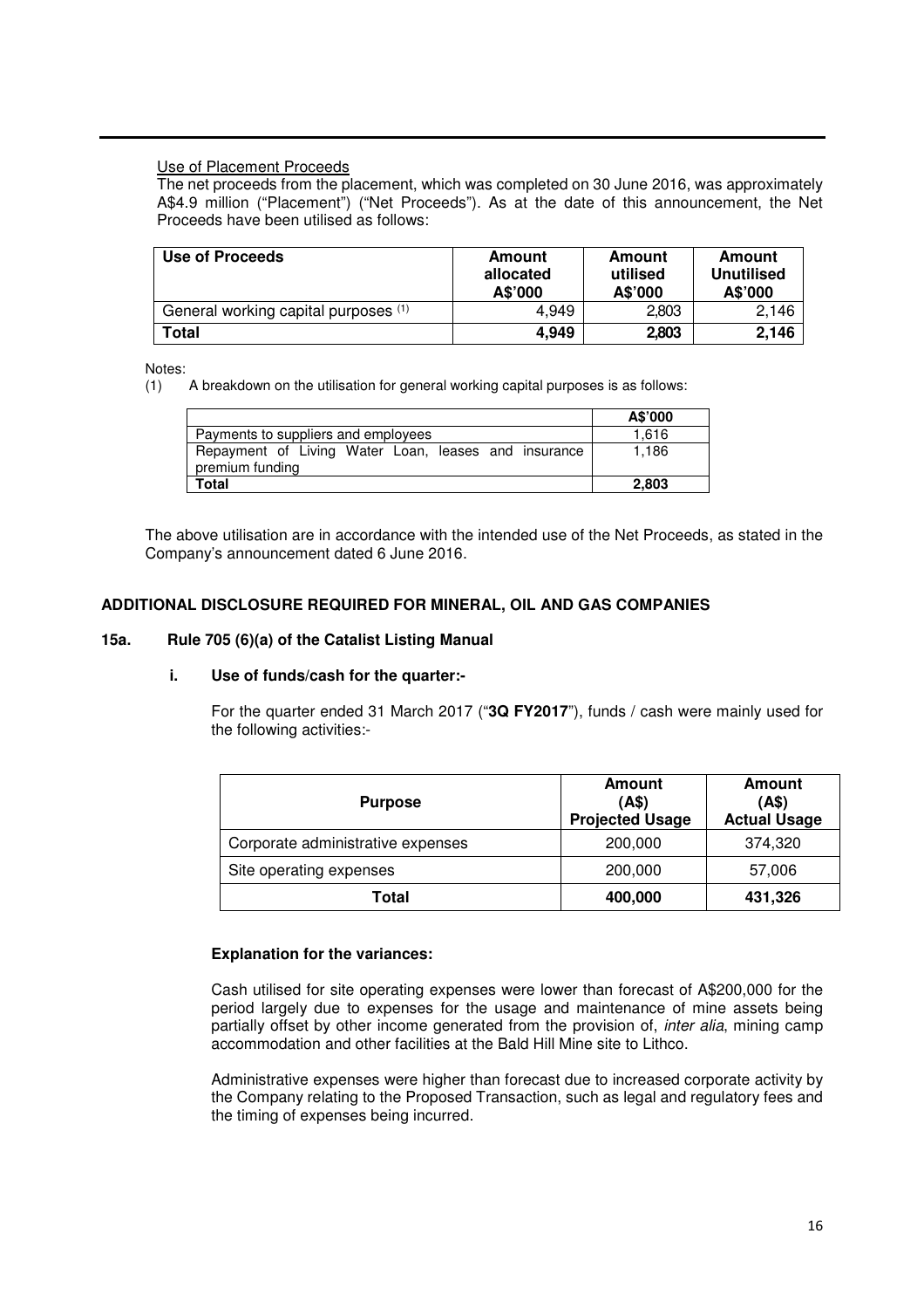Use of Placement Proceeds

The net proceeds from the placement, which was completed on 30 June 2016, was approximately A$4.9 million ("Placement") ("Net Proceeds"). As at the date of this announcement, the Net Proceeds have been utilised as follows:

| Use of Proceeds | Amount allocated A$'000 | Amount utilised A$'000 | Amount Unutilised A$'000 |
|---|---|---|---|
| General working capital purposes [1] | 4,949 | 2,803 | 2,146 |
| **Total** | **4,949** | **2,803** | **2,146** |

Notes:

(1) A breakdown on the utilisation for general working capital purposes is as follows:

| | A$'000 |
|---|---|
| Payments to suppliers and employees | 1,616 |
| Repayment of Living Water Loan, leases and insurance premium funding | 1,186 |
| **Total** | **2,803** |

The above utilisation are in accordance with the intended use of the Net Proceeds, as stated in the Company's announcement dated 6 June 2016.

## ADDITIONAL DISCLOSURE REQUIRED FOR MINERAL, OIL AND GAS COMPANIES

### 15a. Rule 705 (6)(a) of the Catalist Listing Manual

#### i. Use of funds/cash for the quarter:-

For the quarter ended 31 March 2017 ("**3Q FY2017**"), funds / cash were mainly used for the following activities:-

| Purpose | Amount (A$) Projected Usage | Amount (A$) Actual Usage |
|---|---|---|
| Corporate administrative expenses | 200,000 | 374,320 |
| Site operating expenses | 200,000 | 57,006 |
| **Total** | **400,000** | **431,326** |

**Explanation for the variances:**

Cash utilised for site operating expenses were lower than forecast of A$200,000 for the period largely due to expenses for the usage and maintenance of mine assets being partially offset by other income generated from the provision of, *inter alia*, mining camp accommodation and other facilities at the Bald Hill Mine site to Lithco.

Administrative expenses were higher than forecast due to increased corporate activity by the Company relating to the Proposed Transaction, such as legal and regulatory fees and the timing of expenses being incurred.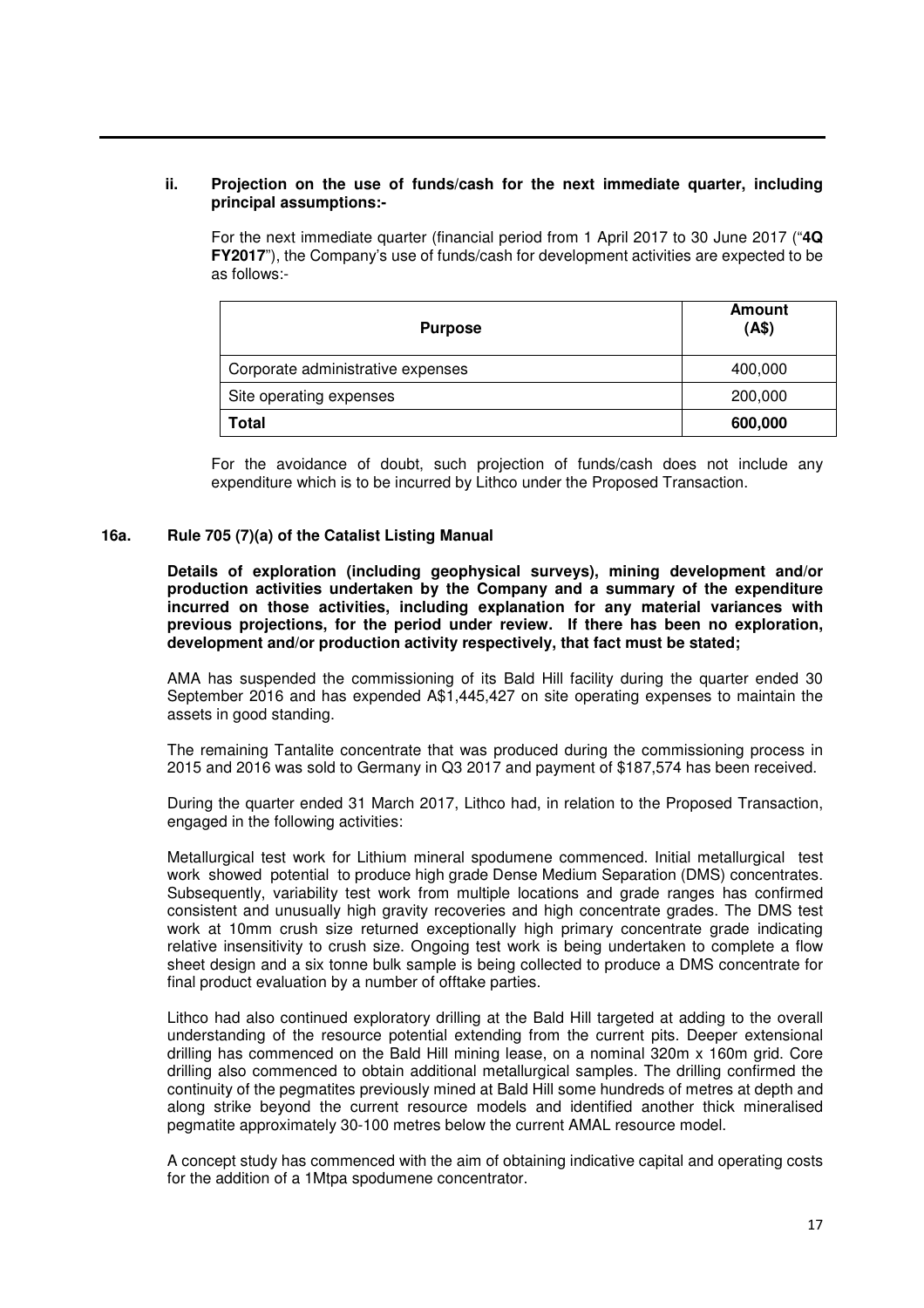**ii. Projection on the use of funds/cash for the next immediate quarter, including principal assumptions:-**

For the next immediate quarter (financial period from 1 April 2017 to 30 June 2017 ("**4Q FY2017**"), the Company's use of funds/cash for development activities are expected to be as follows:-

| Purpose | Amount (A$) |
|---|---|
| Corporate administrative expenses | 400,000 |
| Site operating expenses | 200,000 |
| **Total** | **600,000** |

For the avoidance of doubt, such projection of funds/cash does not include any expenditure which is to be incurred by Lithco under the Proposed Transaction.

**16a. Rule 705 (7)(a) of the Catalist Listing Manual**

**Details of exploration (including geophysical surveys), mining development and/or production activities undertaken by the Company and a summary of the expenditure incurred on those activities, including explanation for any material variances with previous projections, for the period under review. If there has been no exploration, development and/or production activity respectively, that fact must be stated;**

AMA has suspended the commissioning of its Bald Hill facility during the quarter ended 30 September 2016 and has expended A$1,445,427 on site operating expenses to maintain the assets in good standing.

The remaining Tantalite concentrate that was produced during the commissioning process in 2015 and 2016 was sold to Germany in Q3 2017 and payment of $187,574 has been received.

During the quarter ended 31 March 2017, Lithco had, in relation to the Proposed Transaction, engaged in the following activities:

Metallurgical test work for Lithium mineral spodumene commenced. Initial metallurgical test work showed potential to produce high grade Dense Medium Separation (DMS) concentrates. Subsequently, variability test work from multiple locations and grade ranges has confirmed consistent and unusually high gravity recoveries and high concentrate grades. The DMS test work at 10mm crush size returned exceptionally high primary concentrate grade indicating relative insensitivity to crush size. Ongoing test work is being undertaken to complete a flow sheet design and a six tonne bulk sample is being collected to produce a DMS concentrate for final product evaluation by a number of offtake parties.

Lithco had also continued exploratory drilling at the Bald Hill targeted at adding to the overall understanding of the resource potential extending from the current pits. Deeper extensional drilling has commenced on the Bald Hill mining lease, on a nominal 320m x 160m grid. Core drilling also commenced to obtain additional metallurgical samples. The drilling confirmed the continuity of the pegmatites previously mined at Bald Hill some hundreds of metres at depth and along strike beyond the current resource models and identified another thick mineralised pegmatite approximately 30-100 metres below the current AMAL resource model.

A concept study has commenced with the aim of obtaining indicative capital and operating costs for the addition of a 1Mtpa spodumene concentrator.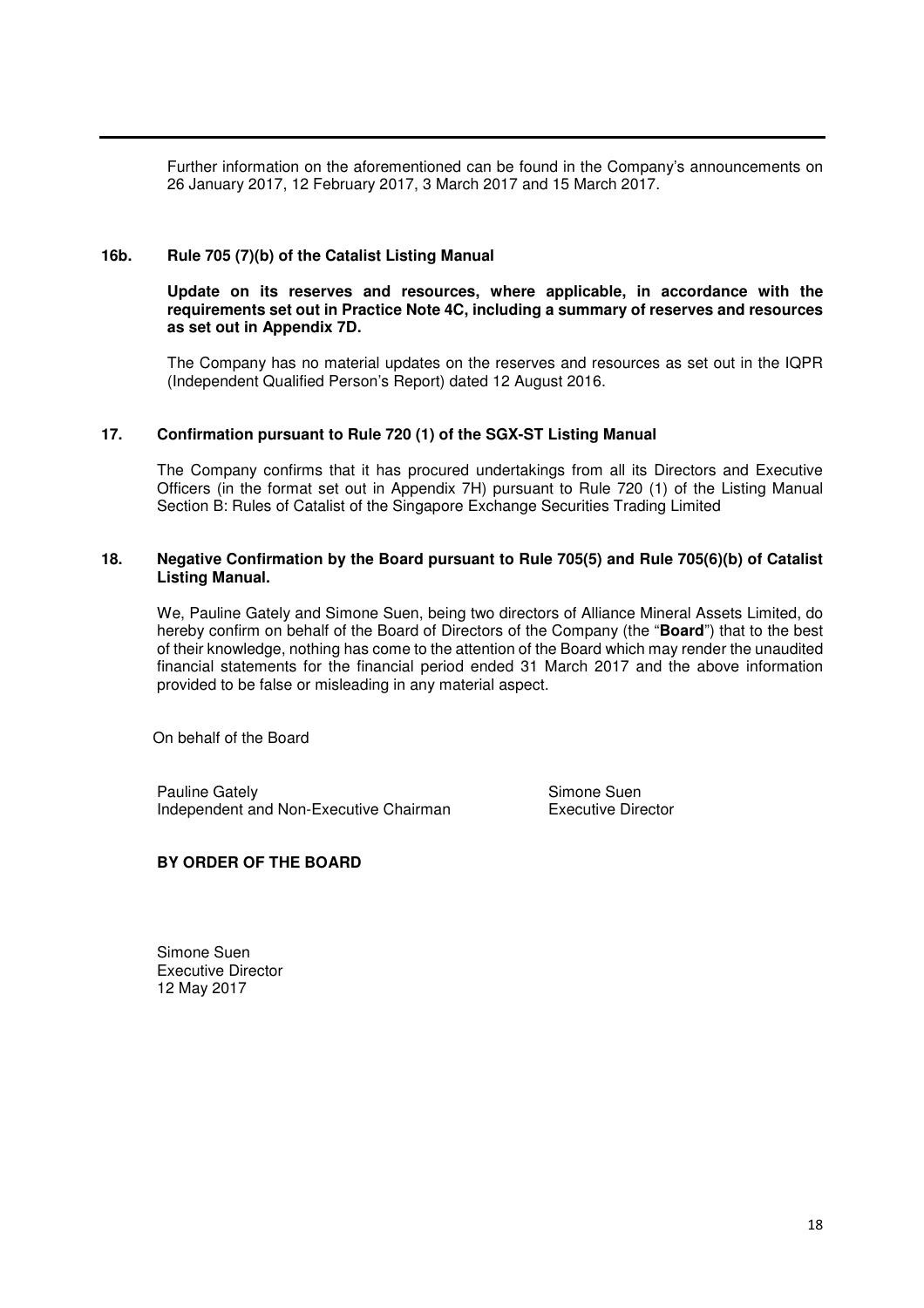Further information on the aforementioned can be found in the Company's announcements on 26 January 2017, 12 February 2017, 3 March 2017 and 15 March 2017.

### 16b. Rule 705 (7)(b) of the Catalist Listing Manual

**Update on its reserves and resources, where applicable, in accordance with the requirements set out in Practice Note 4C, including a summary of reserves and resources as set out in Appendix 7D.**

The Company has no material updates on the reserves and resources as set out in the IQPR (Independent Qualified Person's Report) dated 12 August 2016.

### 17. Confirmation pursuant to Rule 720 (1) of the SGX-ST Listing Manual

The Company confirms that it has procured undertakings from all its Directors and Executive Officers (in the format set out in Appendix 7H) pursuant to Rule 720 (1) of the Listing Manual Section B: Rules of Catalist of the Singapore Exchange Securities Trading Limited

### 18. Negative Confirmation by the Board pursuant to Rule 705(5) and Rule 705(6)(b) of Catalist Listing Manual.

We, Pauline Gately and Simone Suen, being two directors of Alliance Mineral Assets Limited, do hereby confirm on behalf of the Board of Directors of the Company (the "**Board**") that to the best of their knowledge, nothing has come to the attention of the Board which may render the unaudited financial statements for the financial period ended 31 March 2017 and the above information provided to be false or misleading in any material aspect.

On behalf of the Board

Pauline Gately
Independent and Non-Executive Chairman

Simone Suen
Executive Director

**BY ORDER OF THE BOARD**

Simone Suen
Executive Director
12 May 2017